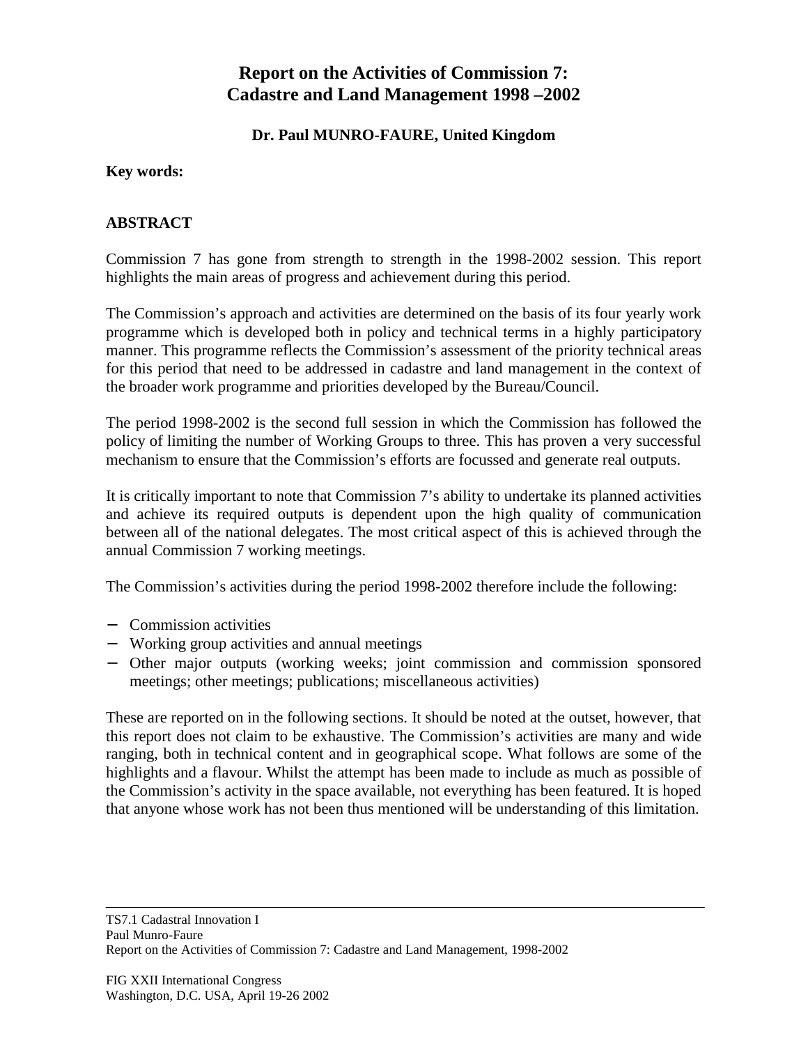# Report on the Activities of Commission 7: Cadastre and Land Management 1998 –2002

**Dr. Paul MUNRO-FAURE, United Kingdom**

**Key words:**

## ABSTRACT

Commission 7 has gone from strength to strength in the 1998-2002 session. This report highlights the main areas of progress and achievement during this period.

The Commission's approach and activities are determined on the basis of its four yearly work programme which is developed both in policy and technical terms in a highly participatory manner. This programme reflects the Commission's assessment of the priority technical areas for this period that need to be addressed in cadastre and land management in the context of the broader work programme and priorities developed by the Bureau/Council.

The period 1998-2002 is the second full session in which the Commission has followed the policy of limiting the number of Working Groups to three. This has proven a very successful mechanism to ensure that the Commission's efforts are focussed and generate real outputs.

It is critically important to note that Commission 7's ability to undertake its planned activities and achieve its required outputs is dependent upon the high quality of communication between all of the national delegates. The most critical aspect of this is achieved through the annual Commission 7 working meetings.

The Commission's activities during the period 1998-2002 therefore include the following:

- Commission activities
- Working group activities and annual meetings
- Other major outputs (working weeks; joint commission and commission sponsored meetings; other meetings; publications; miscellaneous activities)

These are reported on in the following sections. It should be noted at the outset, however, that this report does not claim to be exhaustive. The Commission's activities are many and wide ranging, both in technical content and in geographical scope. What follows are some of the highlights and a flavour. Whilst the attempt has been made to include as much as possible of the Commission's activity in the space available, not everything has been featured. It is hoped that anyone whose work has not been thus mentioned will be understanding of this limitation.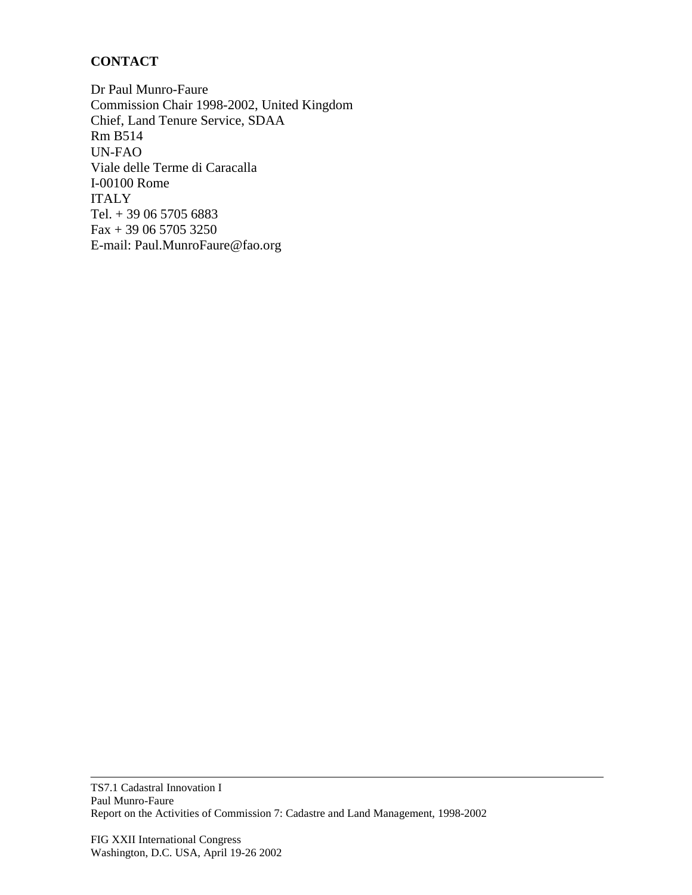## CONTACT

Dr Paul Munro-Faure
Commission Chair 1998-2002, United Kingdom
Chief, Land Tenure Service, SDAA
Rm B514
UN-FAO
Viale delle Terme di Caracalla
I-00100 Rome
ITALY
Tel. + 39 06 5705 6883
Fax + 39 06 5705 3250
E-mail: Paul.MunroFaure@fao.org